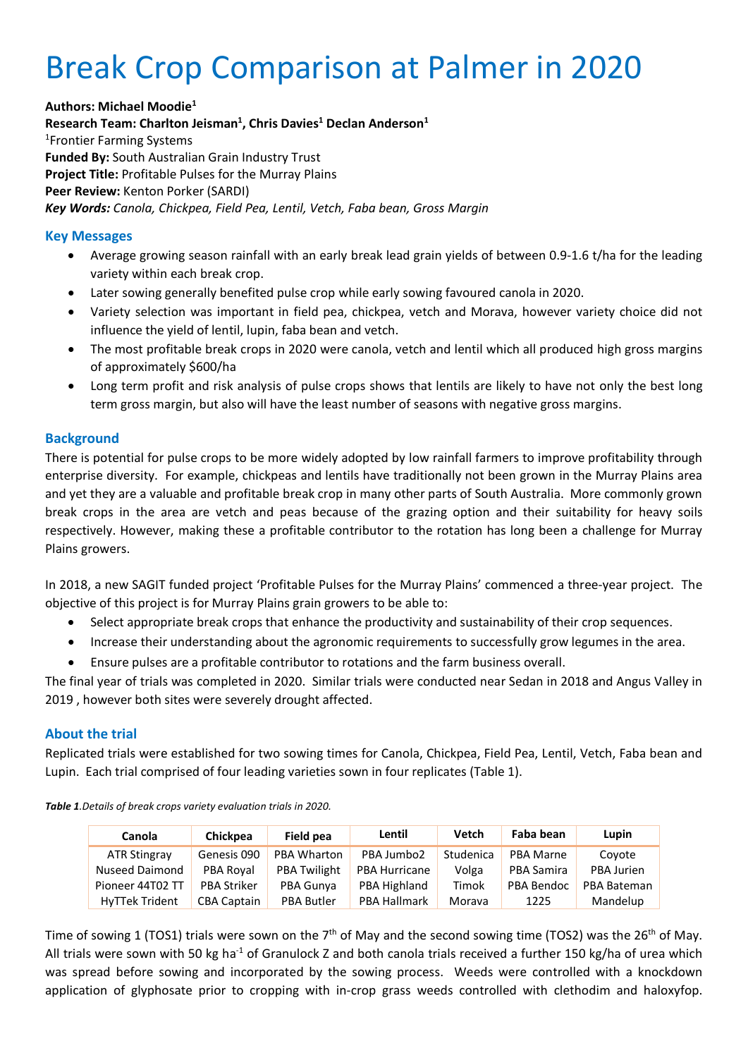# Break Crop Comparison at Palmer in 2020

**Authors: Michael Moodie[1]**
**Research Team: Charlton Jeisman[1], Chris Davies[1] Declan Anderson[1]**
[1]Frontier Farming Systems
**Funded By:** South Australian Grain Industry Trust
**Project Title:** Profitable Pulses for the Murray Plains
**Peer Review:** Kenton Porker (SARDI)
***Key Words:*** *Canola, Chickpea, Field Pea, Lentil, Vetch, Faba bean, Gross Margin*

## Key Messages

- Average growing season rainfall with an early break lead grain yields of between 0.9-1.6 t/ha for the leading variety within each break crop.
- Later sowing generally benefited pulse crop while early sowing favoured canola in 2020.
- Variety selection was important in field pea, chickpea, vetch and Morava, however variety choice did not influence the yield of lentil, lupin, faba bean and vetch.
- The most profitable break crops in 2020 were canola, vetch and lentil which all produced high gross margins of approximately $600/ha
- Long term profit and risk analysis of pulse crops shows that lentils are likely to have not only the best long term gross margin, but also will have the least number of seasons with negative gross margins.

## Background

There is potential for pulse crops to be more widely adopted by low rainfall farmers to improve profitability through enterprise diversity. For example, chickpeas and lentils have traditionally not been grown in the Murray Plains area and yet they are a valuable and profitable break crop in many other parts of South Australia. More commonly grown break crops in the area are vetch and peas because of the grazing option and their suitability for heavy soils respectively. However, making these a profitable contributor to the rotation has long been a challenge for Murray Plains growers.

In 2018, a new SAGIT funded project 'Profitable Pulses for the Murray Plains' commenced a three-year project. The objective of this project is for Murray Plains grain growers to be able to:

- Select appropriate break crops that enhance the productivity and sustainability of their crop sequences.
- Increase their understanding about the agronomic requirements to successfully grow legumes in the area.
- Ensure pulses are a profitable contributor to rotations and the farm business overall.

The final year of trials was completed in 2020. Similar trials were conducted near Sedan in 2018 and Angus Valley in 2019 , however both sites were severely drought affected.

## About the trial

Replicated trials were established for two sowing times for Canola, Chickpea, Field Pea, Lentil, Vetch, Faba bean and Lupin. Each trial comprised of four leading varieties sown in four replicates (Table 1).

***Table 1**.Details of break crops variety evaluation trials in 2020.*

| Canola | Chickpea | Field pea | Lentil | Vetch | Faba bean | Lupin |
|---|---|---|---|---|---|---|
| ATR Stingray | Genesis 090 | PBA Wharton | PBA Jumbo2 | Studenica | PBA Marne | Coyote |
| Nuseed Diamond | PBA Royal | PBA Twilight | PBA Hurricane | Volga | PBA Samira | PBA Jurien |
| Pioneer 44T02 TT | PBA Striker | PBA Gunya | PBA Highland | Timok | PBA Bendoc | PBA Bateman |
| HyTTek Trident | CBA Captain | PBA Butler | PBA Hallmark | Morava | 1225 | Mandelup |

Time of sowing 1 (TOS1) trials were sown on the 7th of May and the second sowing time (TOS2) was the 26th of May. All trials were sown with 50 kg $ha^{-1}$ of Granulock Z and both canola trials received a further 150 kg/ha of urea which was spread before sowing and incorporated by the sowing process. Weeds were controlled with a knockdown application of glyphosate prior to cropping with in-crop grass weeds controlled with clethodim and haloxyfop.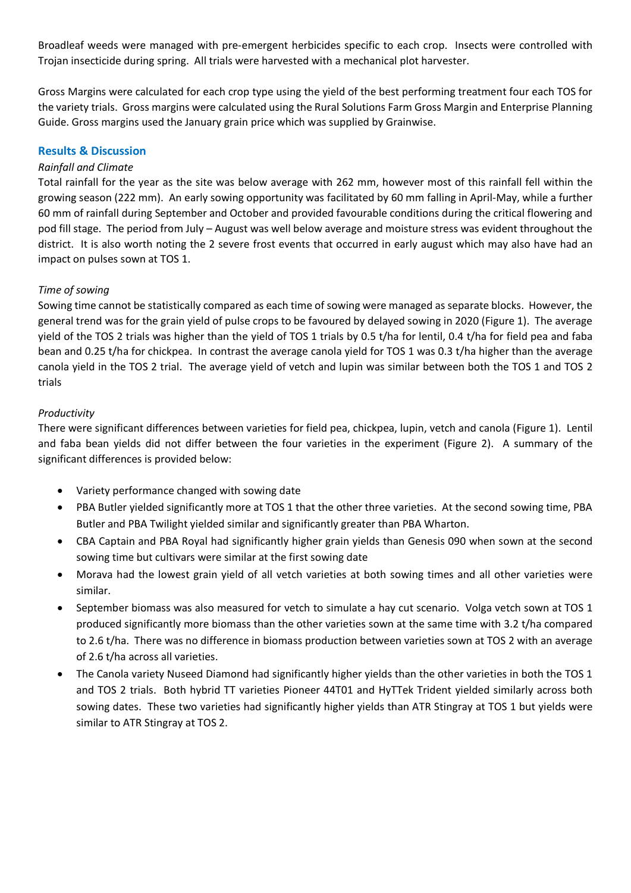Broadleaf weeds were managed with pre-emergent herbicides specific to each crop. Insects were controlled with Trojan insecticide during spring. All trials were harvested with a mechanical plot harvester.

Gross Margins were calculated for each crop type using the yield of the best performing treatment four each TOS for the variety trials. Gross margins were calculated using the Rural Solutions Farm Gross Margin and Enterprise Planning Guide. Gross margins used the January grain price which was supplied by Grainwise.

## Results & Discussion

*Rainfall and Climate*

Total rainfall for the year as the site was below average with 262 mm, however most of this rainfall fell within the growing season (222 mm). An early sowing opportunity was facilitated by 60 mm falling in April-May, while a further 60 mm of rainfall during September and October and provided favourable conditions during the critical flowering and pod fill stage. The period from July – August was well below average and moisture stress was evident throughout the district. It is also worth noting the 2 severe frost events that occurred in early august which may also have had an impact on pulses sown at TOS 1.

*Time of sowing*

Sowing time cannot be statistically compared as each time of sowing were managed as separate blocks. However, the general trend was for the grain yield of pulse crops to be favoured by delayed sowing in 2020 (Figure 1). The average yield of the TOS 2 trials was higher than the yield of TOS 1 trials by 0.5 t/ha for lentil, 0.4 t/ha for field pea and faba bean and 0.25 t/ha for chickpea. In contrast the average canola yield for TOS 1 was 0.3 t/ha higher than the average canola yield in the TOS 2 trial. The average yield of vetch and lupin was similar between both the TOS 1 and TOS 2 trials

*Productivity*

There were significant differences between varieties for field pea, chickpea, lupin, vetch and canola (Figure 1). Lentil and faba bean yields did not differ between the four varieties in the experiment (Figure 2). A summary of the significant differences is provided below:

- Variety performance changed with sowing date
- PBA Butler yielded significantly more at TOS 1 that the other three varieties. At the second sowing time, PBA Butler and PBA Twilight yielded similar and significantly greater than PBA Wharton.
- CBA Captain and PBA Royal had significantly higher grain yields than Genesis 090 when sown at the second sowing time but cultivars were similar at the first sowing date
- Morava had the lowest grain yield of all vetch varieties at both sowing times and all other varieties were similar.
- September biomass was also measured for vetch to simulate a hay cut scenario. Volga vetch sown at TOS 1 produced significantly more biomass than the other varieties sown at the same time with 3.2 t/ha compared to 2.6 t/ha. There was no difference in biomass production between varieties sown at TOS 2 with an average of 2.6 t/ha across all varieties.
- The Canola variety Nuseed Diamond had significantly higher yields than the other varieties in both the TOS 1 and TOS 2 trials. Both hybrid TT varieties Pioneer 44T01 and HyTTek Trident yielded similarly across both sowing dates. These two varieties had significantly higher yields than ATR Stingray at TOS 1 but yields were similar to ATR Stingray at TOS 2.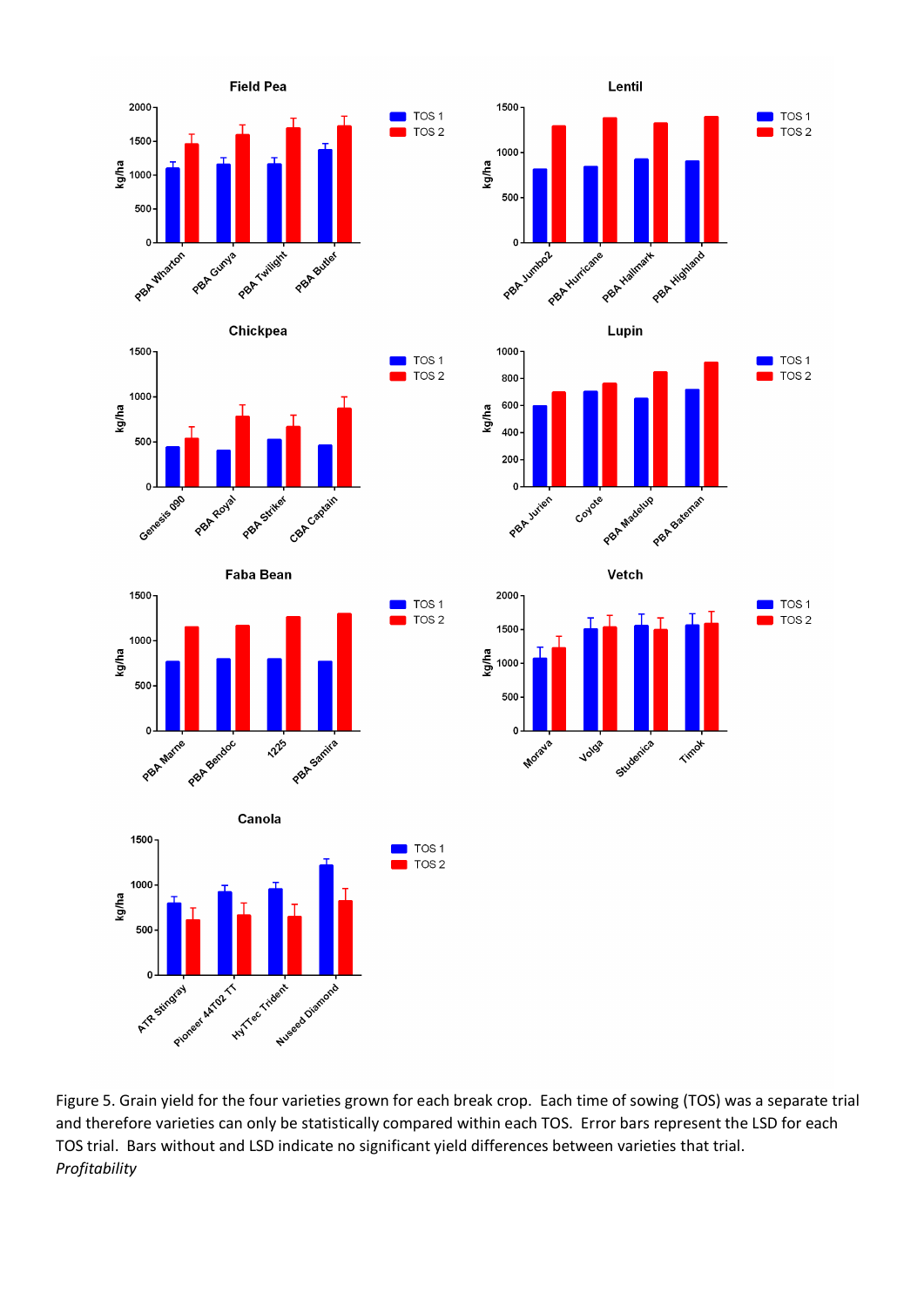Figure 5. Grain yield for the four varieties grown for each break crop. Each time of sowing (TOS) was a separate trial and therefore varieties can only be statistically compared within each TOS. Error bars represent the LSD for each TOS trial. Bars without and LSD indicate no significant yield differences between varieties that trial.

*Profitability*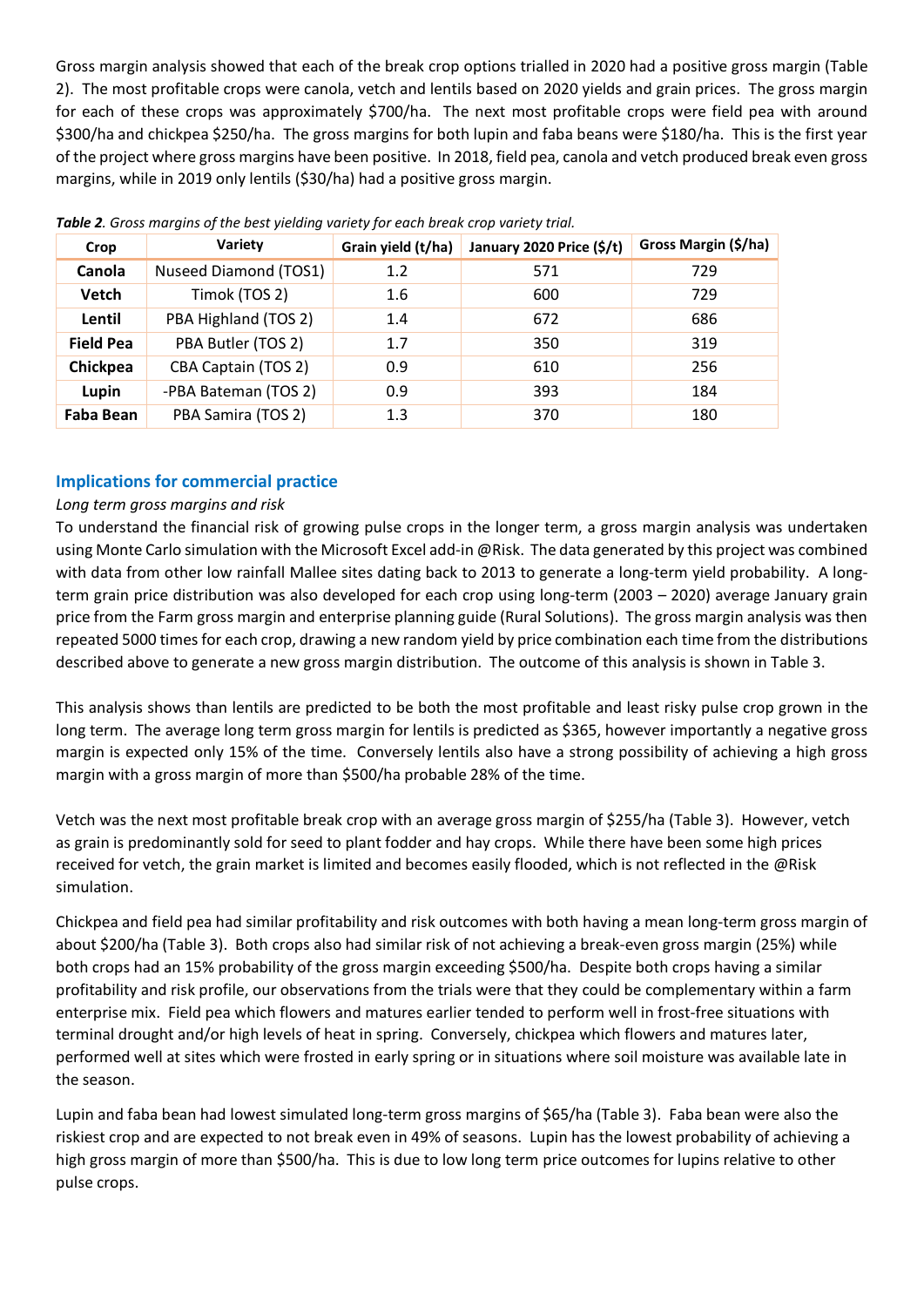Gross margin analysis showed that each of the break crop options trialled in 2020 had a positive gross margin (Table 2). The most profitable crops were canola, vetch and lentils based on 2020 yields and grain prices. The gross margin for each of these crops was approximately $700/ha. The next most profitable crops were field pea with around $300/ha and chickpea $250/ha. The gross margins for both lupin and faba beans were $180/ha. This is the first year of the project where gross margins have been positive. In 2018, field pea, canola and vetch produced break even gross margins, while in 2019 only lentils ($30/ha) had a positive gross margin.

***Table 2**. Gross margins of the best yielding variety for each break crop variety trial.*

| Crop | Variety | Grain yield (t/ha) | January 2020 Price ($/t) | Gross Margin ($/ha) |
|---|---|---|---|---|
| **Canola** | Nuseed Diamond (TOS1) | 1.2 | 571 | 729 |
| **Vetch** | Timok (TOS 2) | 1.6 | 600 | 729 |
| **Lentil** | PBA Highland (TOS 2) | 1.4 | 672 | 686 |
| **Field Pea** | PBA Butler (TOS 2) | 1.7 | 350 | 319 |
| **Chickpea** | CBA Captain (TOS 2) | 0.9 | 610 | 256 |
| **Lupin** | -PBA Bateman (TOS 2) | 0.9 | 393 | 184 |
| **Faba Bean** | PBA Samira (TOS 2) | 1.3 | 370 | 180 |

## Implications for commercial practice

*Long term gross margins and risk*

To understand the financial risk of growing pulse crops in the longer term, a gross margin analysis was undertaken using Monte Carlo simulation with the Microsoft Excel add-in @Risk. The data generated by this project was combined with data from other low rainfall Mallee sites dating back to 2013 to generate a long-term yield probability. A long-term grain price distribution was also developed for each crop using long-term (2003 – 2020) average January grain price from the Farm gross margin and enterprise planning guide (Rural Solutions). The gross margin analysis was then repeated 5000 times for each crop, drawing a new random yield by price combination each time from the distributions described above to generate a new gross margin distribution. The outcome of this analysis is shown in Table 3.

This analysis shows than lentils are predicted to be both the most profitable and least risky pulse crop grown in the long term. The average long term gross margin for lentils is predicted as $365, however importantly a negative gross margin is expected only 15% of the time. Conversely lentils also have a strong possibility of achieving a high gross margin with a gross margin of more than $500/ha probable 28% of the time.

Vetch was the next most profitable break crop with an average gross margin of $255/ha (Table 3). However, vetch as grain is predominantly sold for seed to plant fodder and hay crops. While there have been some high prices received for vetch, the grain market is limited and becomes easily flooded, which is not reflected in the @Risk simulation.

Chickpea and field pea had similar profitability and risk outcomes with both having a mean long-term gross margin of about $200/ha (Table 3). Both crops also had similar risk of not achieving a break-even gross margin (25%) while both crops had an 15% probability of the gross margin exceeding $500/ha. Despite both crops having a similar profitability and risk profile, our observations from the trials were that they could be complementary within a farm enterprise mix. Field pea which flowers and matures earlier tended to perform well in frost-free situations with terminal drought and/or high levels of heat in spring. Conversely, chickpea which flowers and matures later, performed well at sites which were frosted in early spring or in situations where soil moisture was available late in the season.

Lupin and faba bean had lowest simulated long-term gross margins of $65/ha (Table 3). Faba bean were also the riskiest crop and are expected to not break even in 49% of seasons. Lupin has the lowest probability of achieving a high gross margin of more than $500/ha. This is due to low long term price outcomes for lupins relative to other pulse crops.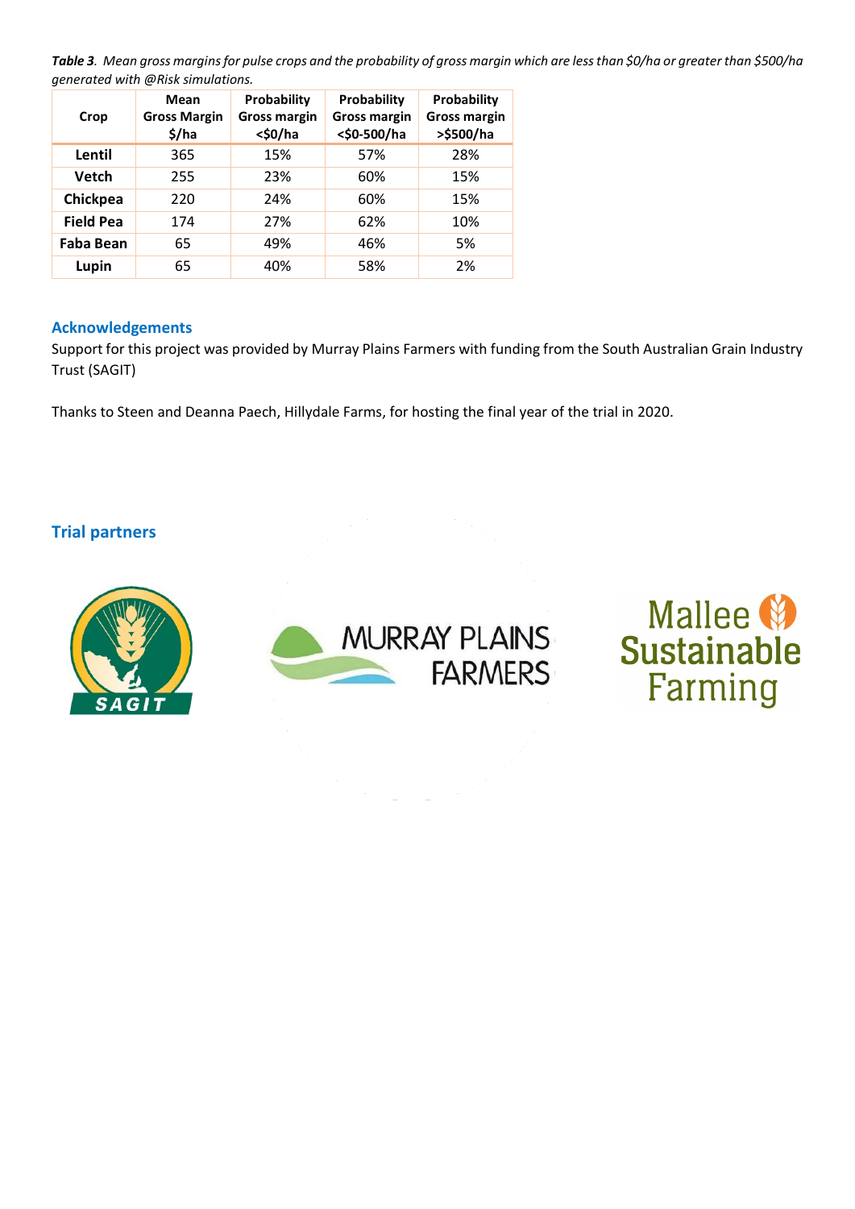***Table 3**. Mean gross margins for pulse crops and the probability of gross margin which are less than $0/ha or greater than $500/ha generated with @Risk simulations.*

| Crop | Mean Gross Margin $/ha | Probability Gross margin <$0/ha | Probability Gross margin <$0-500/ha | Probability Gross margin >$500/ha |
|---|---|---|---|---|
| **Lentil** | 365 | 15% | 57% | 28% |
| **Vetch** | 255 | 23% | 60% | 15% |
| **Chickpea** | 220 | 24% | 60% | 15% |
| **Field Pea** | 174 | 27% | 62% | 10% |
| **Faba Bean** | 65 | 49% | 46% | 5% |
| **Lupin** | 65 | 40% | 58% | 2% |

## Acknowledgements

Support for this project was provided by Murray Plains Farmers with funding from the South Australian Grain Industry Trust (SAGIT)

Thanks to Steen and Deanna Paech, Hillydale Farms, for hosting the final year of the trial in 2020.

## Trial partners

SAGIT

MURRAY PLAINS FARMERS

Mallee Sustainable Farming